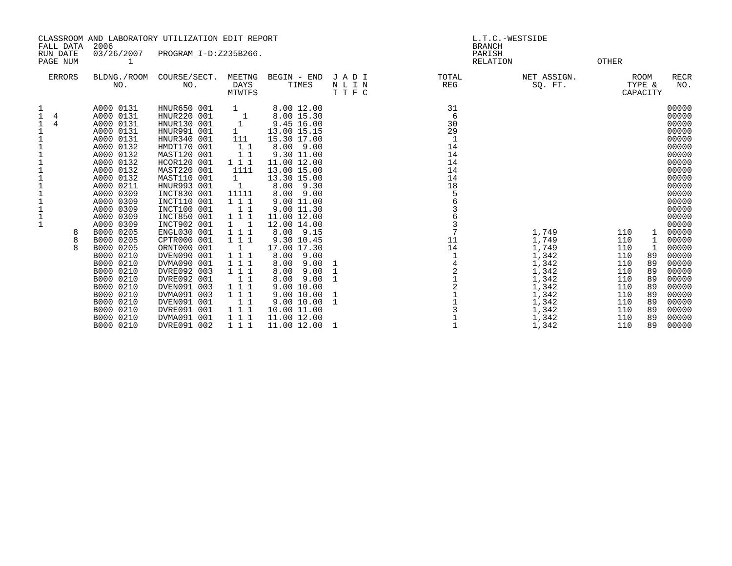CLASSROOM AND LABORATORY UTILIZATION EDIT REPORT
FALL DATA 2006
RUN DATE 03/26/2007 PROGRAM I-D:Z235B266.
PAGE NUM 1

L.T.C.-WESTSIDE
BRANCH
PARISH
RELATION OTHER

| ERRORS | | | BLDNG./ROOM NO. | COURSE/SECT. NO. | MEETNG DAYS MTWTFS | BEGIN - END TIMES | J A D I N L I N T T F C | TOTAL REG | NET ASSIGN. SQ. FT. | ROOM TYPE & CAPACITY | | RECR NO. |
|---|---|---|---|---|---|---|---|---|---|---|---|---|
| 1 | | | A000 0131 | HNUR650 001 | 1 | 8.00 12.00 | | 31 | | | | 00000 |
| 1 | 4 | | A000 0131 | HNUR220 001 | 1 | 8.00 15.30 | | 6 | | | | 00000 |
| 1 | 4 | | A000 0131 | HNUR130 001 | 1 | 9.45 16.00 | | 30 | | | | 00000 |
| 1 | | | A000 0131 | HNUR991 001 | 1 | 13.00 15.15 | | 29 | | | | 00000 |
| 1 | | | A000 0131 | HNUR340 001 | 111 | 15.30 17.00 | | 1 | | | | 00000 |
| 1 | | | A000 0132 | HMDT170 001 | 1 1 | 8.00 9.00 | | 14 | | | | 00000 |
| 1 | | | A000 0132 | MAST120 001 | 1 1 | 9.30 11.00 | | 14 | | | | 00000 |
| 1 | | | A000 0132 | HCOR120 001 | 1 1 1 | 11.00 12.00 | | 14 | | | | 00000 |
| 1 | | | A000 0132 | MAST220 001 | 1111 | 13.00 15.00 | | 14 | | | | 00000 |
| 1 | | | A000 0132 | MAST110 001 | 1 | 13.30 15.00 | | 14 | | | | 00000 |
| 1 | | | A000 0211 | HNUR993 001 | 1 | 8.00 9.30 | | 18 | | | | 00000 |
| 1 | | | A000 0309 | INCT830 001 | 11111 | 8.00 9.00 | | 5 | | | | 00000 |
| 1 | | | A000 0309 | INCT110 001 | 1 1 1 | 9.00 11.00 | | 6 | | | | 00000 |
| 1 | | | A000 0309 | INCT100 001 | 1 1 | 9.00 11.30 | | 3 | | | | 00000 |
| 1 | | | A000 0309 | INCT850 001 | 1 1 1 | 11.00 12.00 | | 6 | | | | 00000 |
| 1 | | | A000 0309 | INCT902 001 | 1 1 | 12.00 14.00 | | 3 | | | | 00000 |
| | | 8 | B000 0205 | ENGL030 001 | 1 1 1 | 8.00 9.15 | | 7 | 1,749 | 110 | 1 | 00000 |
| | | 8 | B000 0205 | CPTR000 001 | 1 1 1 | 9.30 10.45 | | 11 | 1,749 | 110 | 1 | 00000 |
| | | 8 | B000 0205 | ORNT000 001 | 1 | 17.00 17.30 | | 14 | 1,749 | 110 | 1 | 00000 |
| | | | B000 0210 | DVEN090 001 | 1 1 1 | 8.00 9.00 | | 1 | 1,342 | 110 | 89 | 00000 |
| | | | B000 0210 | DVMA090 001 | 1 1 1 | 8.00 9.00 | 1 | 4 | 1,342 | 110 | 89 | 00000 |
| | | | B000 0210 | DVRE092 003 | 1 1 1 | 8.00 9.00 | 1 | 2 | 1,342 | 110 | 89 | 00000 |
| | | | B000 0210 | DVRE092 001 | 1 1 | 8.00 9.00 | 1 | 1 | 1,342 | 110 | 89 | 00000 |
| | | | B000 0210 | DVEN091 003 | 1 1 1 | 9.00 10.00 | | 2 | 1,342 | 110 | 89 | 00000 |
| | | | B000 0210 | DVMA091 003 | 1 1 1 | 9.00 10.00 | 1 | 1 | 1,342 | 110 | 89 | 00000 |
| | | | B000 0210 | DVEN091 001 | 1 1 | 9.00 10.00 | 1 | 1 | 1,342 | 110 | 89 | 00000 |
| | | | B000 0210 | DVRE091 001 | 1 1 1 | 10.00 11.00 | | 3 | 1,342 | 110 | 89 | 00000 |
| | | | B000 0210 | DVMA091 001 | 1 1 1 | 11.00 12.00 | | 1 | 1,342 | 110 | 89 | 00000 |
| | | | B000 0210 | DVRE091 002 | 1 1 1 | 11.00 12.00 | 1 | 1 | 1,342 | 110 | 89 | 00000 |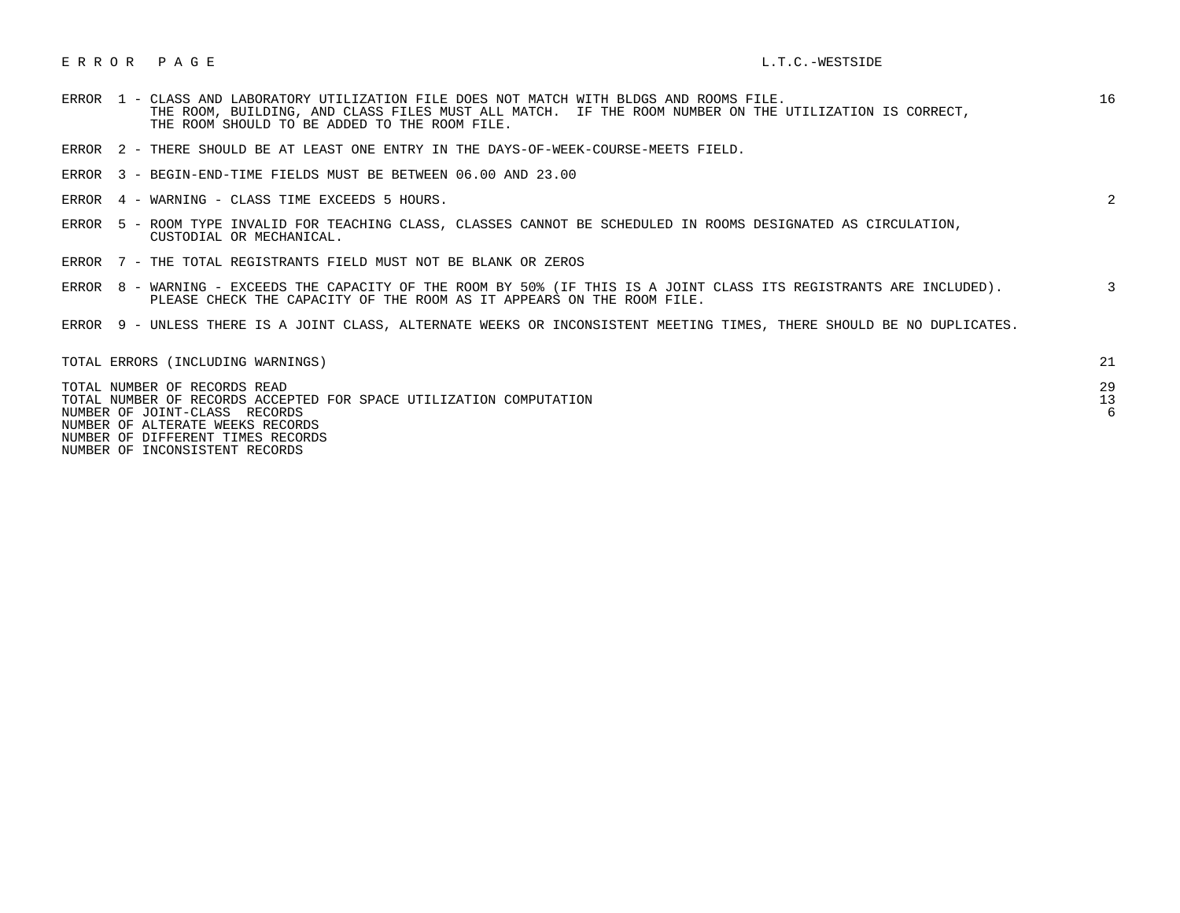# E R R O R   P A G E

L.T.C.-WESTSIDE

| | |
|---|---|
| ERROR 1 - CLASS AND LABORATORY UTILIZATION FILE DOES NOT MATCH WITH BLDGS AND ROOMS FILE. THE ROOM, BUILDING, AND CLASS FILES MUST ALL MATCH. IF THE ROOM NUMBER ON THE UTILIZATION IS CORRECT, THE ROOM SHOULD TO BE ADDED TO THE ROOM FILE. | 16 |
| ERROR 2 - THERE SHOULD BE AT LEAST ONE ENTRY IN THE DAYS-OF-WEEK-COURSE-MEETS FIELD. | |
| ERROR 3 - BEGIN-END-TIME FIELDS MUST BE BETWEEN 06.00 AND 23.00 | |
| ERROR 4 - WARNING - CLASS TIME EXCEEDS 5 HOURS. | 2 |
| ERROR 5 - ROOM TYPE INVALID FOR TEACHING CLASS, CLASSES CANNOT BE SCHEDULED IN ROOMS DESIGNATED AS CIRCULATION, CUSTODIAL OR MECHANICAL. | |
| ERROR 7 - THE TOTAL REGISTRANTS FIELD MUST NOT BE BLANK OR ZEROS | |
| ERROR 8 - WARNING - EXCEEDS THE CAPACITY OF THE ROOM BY 50% (IF THIS IS A JOINT CLASS ITS REGISTRANTS ARE INCLUDED). PLEASE CHECK THE CAPACITY OF THE ROOM AS IT APPEARS ON THE ROOM FILE. | 3 |
| ERROR 9 - UNLESS THERE IS A JOINT CLASS, ALTERNATE WEEKS OR INCONSISTENT MEETING TIMES, THERE SHOULD BE NO DUPLICATES. | |
| TOTAL ERRORS (INCLUDING WARNINGS) | 21 |
| TOTAL NUMBER OF RECORDS READ | 29 |
| TOTAL NUMBER OF RECORDS ACCEPTED FOR SPACE UTILIZATION COMPUTATION | 13 |
| NUMBER OF JOINT-CLASS RECORDS | 6 |
| NUMBER OF ALTERNATE WEEKS RECORDS | |
| NUMBER OF DIFFERENT TIMES RECORDS | |
| NUMBER OF INCONSISTENT RECORDS | |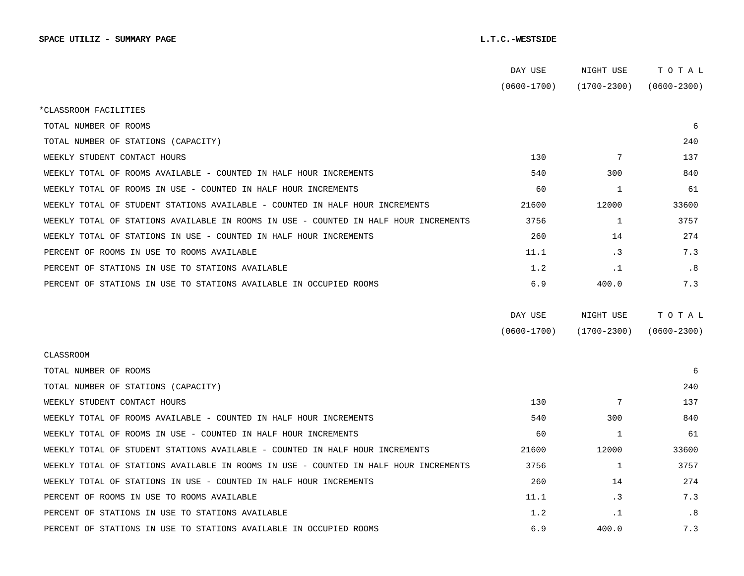**SPACE UTILIZ - SUMMARY PAGE** **L.T.C.-WESTSIDE**

| | DAY USE (0600-1700) | NIGHT USE (1700-2300) | T O T A L (0600-2300) |
|---|---|---|---|
| *CLASSROOM FACILITIES | | | |
| TOTAL NUMBER OF ROOMS | | | 6 |
| TOTAL NUMBER OF STATIONS (CAPACITY) | | | 240 |
| WEEKLY STUDENT CONTACT HOURS | 130 | 7 | 137 |
| WEEKLY TOTAL OF ROOMS AVAILABLE - COUNTED IN HALF HOUR INCREMENTS | 540 | 300 | 840 |
| WEEKLY TOTAL OF ROOMS IN USE - COUNTED IN HALF HOUR INCREMENTS | 60 | 1 | 61 |
| WEEKLY TOTAL OF STUDENT STATIONS AVAILABLE - COUNTED IN HALF HOUR INCREMENTS | 21600 | 12000 | 33600 |
| WEEKLY TOTAL OF STATIONS AVAILABLE IN ROOMS IN USE - COUNTED IN HALF HOUR INCREMENTS | 3756 | 1 | 3757 |
| WEEKLY TOTAL OF STATIONS IN USE - COUNTED IN HALF HOUR INCREMENTS | 260 | 14 | 274 |
| PERCENT OF ROOMS IN USE TO ROOMS AVAILABLE | 11.1 | .3 | 7.3 |
| PERCENT OF STATIONS IN USE TO STATIONS AVAILABLE | 1.2 | .1 | .8 |
| PERCENT OF STATIONS IN USE TO STATIONS AVAILABLE IN OCCUPIED ROOMS | 6.9 | 400.0 | 7.3 |

| | DAY USE (0600-1700) | NIGHT USE (1700-2300) | T O T A L (0600-2300) |
|---|---|---|---|
| CLASSROOM | | | |
| TOTAL NUMBER OF ROOMS | | | 6 |
| TOTAL NUMBER OF STATIONS (CAPACITY) | | | 240 |
| WEEKLY STUDENT CONTACT HOURS | 130 | 7 | 137 |
| WEEKLY TOTAL OF ROOMS AVAILABLE - COUNTED IN HALF HOUR INCREMENTS | 540 | 300 | 840 |
| WEEKLY TOTAL OF ROOMS IN USE - COUNTED IN HALF HOUR INCREMENTS | 60 | 1 | 61 |
| WEEKLY TOTAL OF STUDENT STATIONS AVAILABLE - COUNTED IN HALF HOUR INCREMENTS | 21600 | 12000 | 33600 |
| WEEKLY TOTAL OF STATIONS AVAILABLE IN ROOMS IN USE - COUNTED IN HALF HOUR INCREMENTS | 3756 | 1 | 3757 |
| WEEKLY TOTAL OF STATIONS IN USE - COUNTED IN HALF HOUR INCREMENTS | 260 | 14 | 274 |
| PERCENT OF ROOMS IN USE TO ROOMS AVAILABLE | 11.1 | .3 | 7.3 |
| PERCENT OF STATIONS IN USE TO STATIONS AVAILABLE | 1.2 | .1 | .8 |
| PERCENT OF STATIONS IN USE TO STATIONS AVAILABLE IN OCCUPIED ROOMS | 6.9 | 400.0 | 7.3 |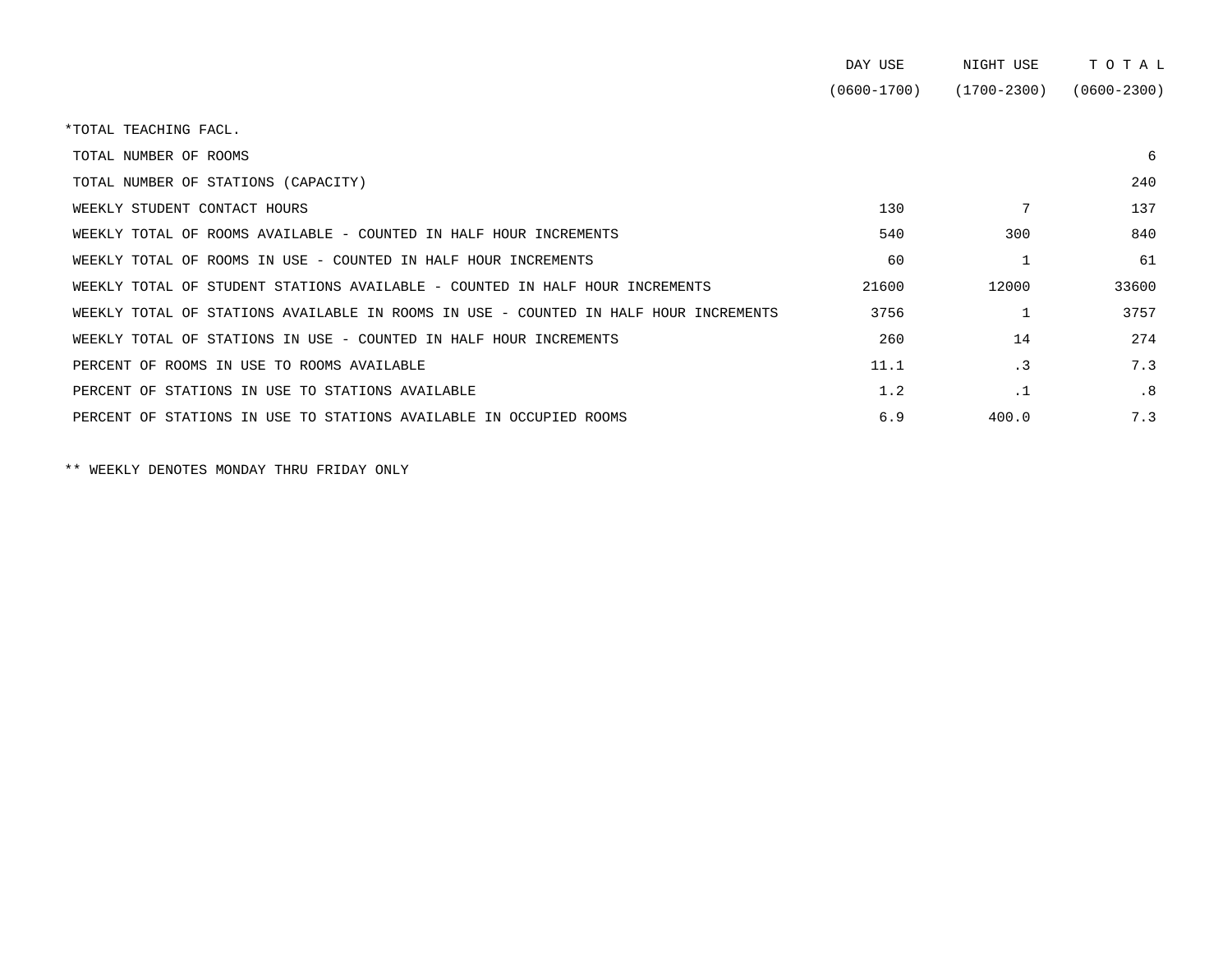| | DAY USE (0600-1700) | NIGHT USE (1700-2300) | T O T A L (0600-2300) |
|---|---|---|---|
| *TOTAL TEACHING FACL. | | | |
| TOTAL NUMBER OF ROOMS | | | 6 |
| TOTAL NUMBER OF STATIONS (CAPACITY) | | | 240 |
| WEEKLY STUDENT CONTACT HOURS | 130 | 7 | 137 |
| WEEKLY TOTAL OF ROOMS AVAILABLE - COUNTED IN HALF HOUR INCREMENTS | 540 | 300 | 840 |
| WEEKLY TOTAL OF ROOMS IN USE - COUNTED IN HALF HOUR INCREMENTS | 60 | 1 | 61 |
| WEEKLY TOTAL OF STUDENT STATIONS AVAILABLE - COUNTED IN HALF HOUR INCREMENTS | 21600 | 12000 | 33600 |
| WEEKLY TOTAL OF STATIONS AVAILABLE IN ROOMS IN USE - COUNTED IN HALF HOUR INCREMENTS | 3756 | 1 | 3757 |
| WEEKLY TOTAL OF STATIONS IN USE - COUNTED IN HALF HOUR INCREMENTS | 260 | 14 | 274 |
| PERCENT OF ROOMS IN USE TO ROOMS AVAILABLE | 11.1 | .3 | 7.3 |
| PERCENT OF STATIONS IN USE TO STATIONS AVAILABLE | 1.2 | .1 | .8 |
| PERCENT OF STATIONS IN USE TO STATIONS AVAILABLE IN OCCUPIED ROOMS | 6.9 | 400.0 | 7.3 |

** WEEKLY DENOTES MONDAY THRU FRIDAY ONLY